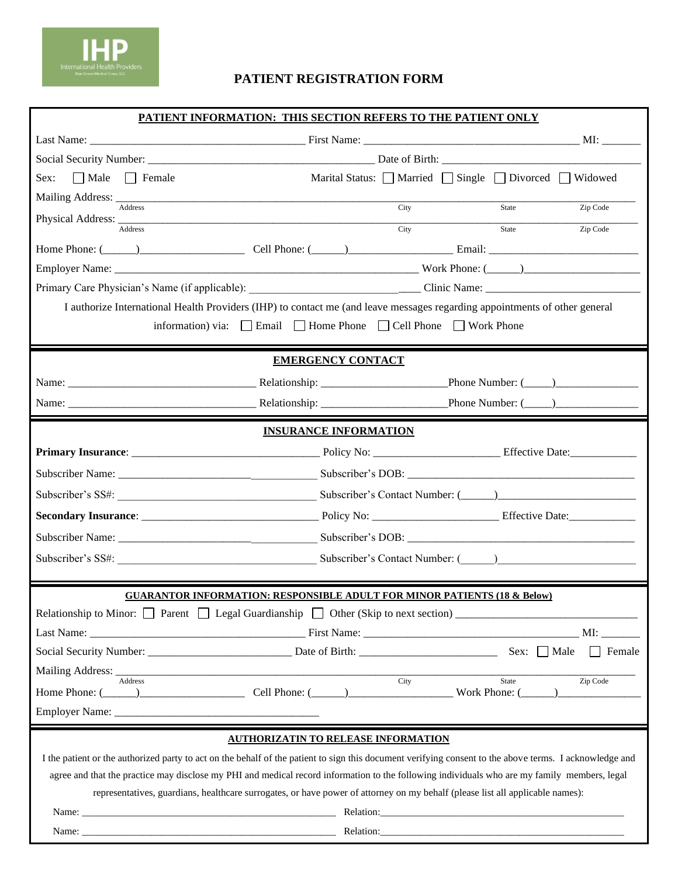IHP
International Health Providers

# PATIENT REGISTRATION FORM

## PATIENT INFORMATION: THIS SECTION REFERS TO THE PATIENT ONLY

Last Name: ______________________________ First Name: ______________________________ MI: ______

Social Security Number: ______________________________ Date of Birth: ______________________________

Sex: ☐ Male ☐ Female     Marital Status: ☐ Married ☐ Single ☐ Divorced ☐ Widowed

Mailing Address: ____________________________________________________________
Address     City     State     Zip Code

Physical Address: ____________________________________________________________
Address     City     State     Zip Code

Home Phone: (______)________________ Cell Phone: (______)________________ Email: ________________________

Employer Name: ______________________________________________ Work Phone: (______)__________________

Primary Care Physician's Name (if applicable): ________________________________ Clinic Name: ________________________

I authorize International Health Providers (IHP) to contact me (and leave messages regarding appointments of other general information) via: ☐ Email ☐ Home Phone ☐ Cell Phone ☐ Work Phone

## EMERGENCY CONTACT

Name: ______________________________ Relationship: ____________________ Phone Number: (_____)______________

Name: ______________________________ Relationship: ____________________ Phone Number: (_____)______________

## INSURANCE INFORMATION

**Primary Insurance**: ______________________________ Policy No: ____________________ Effective Date:___________

Subscriber Name: ________________________________ Subscriber's DOB: ______________________________________

Subscriber's SS#: ______________________________ Subscriber's Contact Number: (______)______________________

**Secondary Insurance**: ____________________________ Policy No: ____________________ Effective Date:___________

Subscriber Name: ________________________________ Subscriber's DOB: ______________________________________

Subscriber's SS#: ______________________________ Subscriber's Contact Number: (______)______________________

## GUARANTOR INFORMATION: RESPONSIBLE ADULT FOR MINOR PATIENTS (18 & Below)

Relationship to Minor: ☐ Parent ☐ Legal Guardianship ☐ Other (Skip to next section) ______________________________

Last Name: ______________________________ First Name: ______________________________ MI: ______

Social Security Number: ________________________ Date of Birth: ________________________ Sex: ☐ Male ☐ Female

Mailing Address: ____________________________________________________________
Address     City     State     Zip Code

Home Phone: (______)________________ Cell Phone: (______)________________ Work Phone: (______)______________

Employer Name: ____________________________________

## AUTHORIZATIN TO RELEASE INFORMATION

I the patient or the authorized party to act on the behalf of the patient to sign this document verifying consent to the above terms. I acknowledge and agree and that the practice may disclose my PHI and medical record information to the following individuals who are my family members, legal representatives, guardians, healthcare surrogates, or have power of attorney on my behalf (please list all applicable names):

Name: ______________________________________________ Relation:______________________________________________

Name: ______________________________________________ Relation:______________________________________________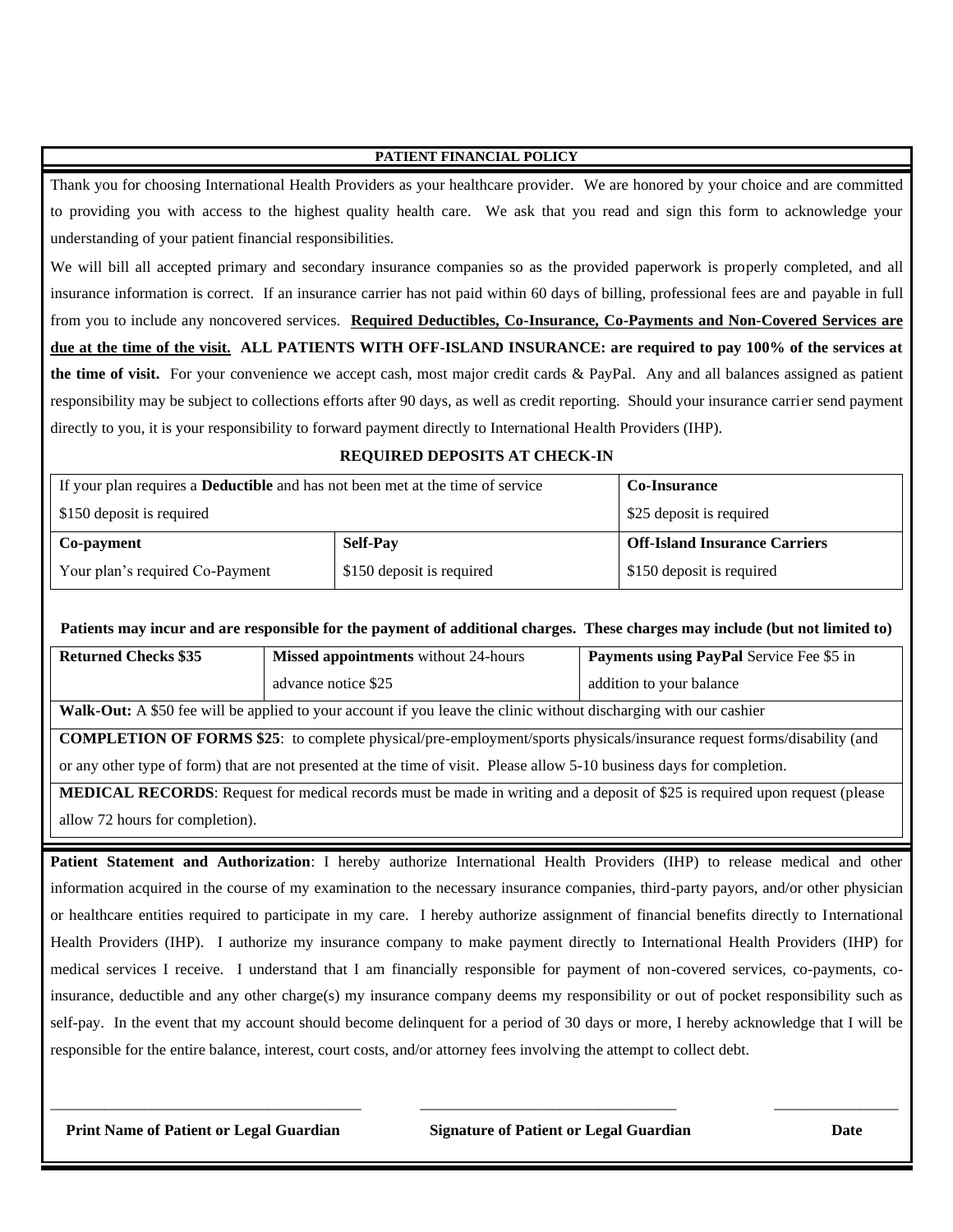## PATIENT FINANCIAL POLICY

Thank you for choosing International Health Providers as your healthcare provider. We are honored by your choice and are committed to providing you with access to the highest quality health care. We ask that you read and sign this form to acknowledge your understanding of your patient financial responsibilities.

We will bill all accepted primary and secondary insurance companies so as the provided paperwork is properly completed, and all insurance information is correct. If an insurance carrier has not paid within 60 days of billing, professional fees are and payable in full from you to include any noncovered services. **Required Deductibles, Co-Insurance, Co-Payments and Non-Covered Services are due at the time of the visit. ALL PATIENTS WITH OFF-ISLAND INSURANCE: are required to pay 100% of the services at the time of visit.** For your convenience we accept cash, most major credit cards & PayPal. Any and all balances assigned as patient responsibility may be subject to collections efforts after 90 days, as well as credit reporting. Should your insurance carrier send payment directly to you, it is your responsibility to forward payment directly to International Health Providers (IHP).

### REQUIRED DEPOSITS AT CHECK-IN

| | | |
|---|---|---|
| If your plan requires a **Deductible** and has not been met at the time of service | | **Co-Insurance** |
| $150 deposit is required | | $25 deposit is required |
| **Co-payment** | **Self-Pay** | **Off-Island Insurance Carriers** |
| Your plan's required Co-Payment | $150 deposit is required | $150 deposit is required |

**Patients may incur and are responsible for the payment of additional charges. These charges may include (but not limited to)**

| | | |
|---|---|---|
| **Returned Checks $35** | **Missed appointments** without 24-hours advance notice $25 | **Payments using PayPal** Service Fee $5 in addition to your balance |
| **Walk-Out:** A $50 fee will be applied to your account if you leave the clinic without discharging with our cashier | | |
| **COMPLETION OF FORMS $25**: to complete physical/pre-employment/sports physicals/insurance request forms/disability (and or any other type of form) that are not presented at the time of visit. Please allow 5-10 business days for completion. | | |
| **MEDICAL RECORDS**: Request for medical records must be made in writing and a deposit of $25 is required upon request (please allow 72 hours for completion). | | |

**Patient Statement and Authorization**: I hereby authorize International Health Providers (IHP) to release medical and other information acquired in the course of my examination to the necessary insurance companies, third-party payors, and/or other physician or healthcare entities required to participate in my care. I hereby authorize assignment of financial benefits directly to International Health Providers (IHP). I authorize my insurance company to make payment directly to International Health Providers (IHP) for medical services I receive. I understand that I am financially responsible for payment of non-covered services, co-payments, co-insurance, deductible and any other charge(s) my insurance company deems my responsibility or out of pocket responsibility such as self-pay. In the event that my account should become delinquent for a period of 30 days or more, I hereby acknowledge that I will be responsible for the entire balance, interest, court costs, and/or attorney fees involving the attempt to collect debt.

| | | |
|---|---|---|
| ________________________________ | ________________________________ | ______________ |
| **Print Name of Patient or Legal Guardian** | **Signature of Patient or Legal Guardian** | **Date** |